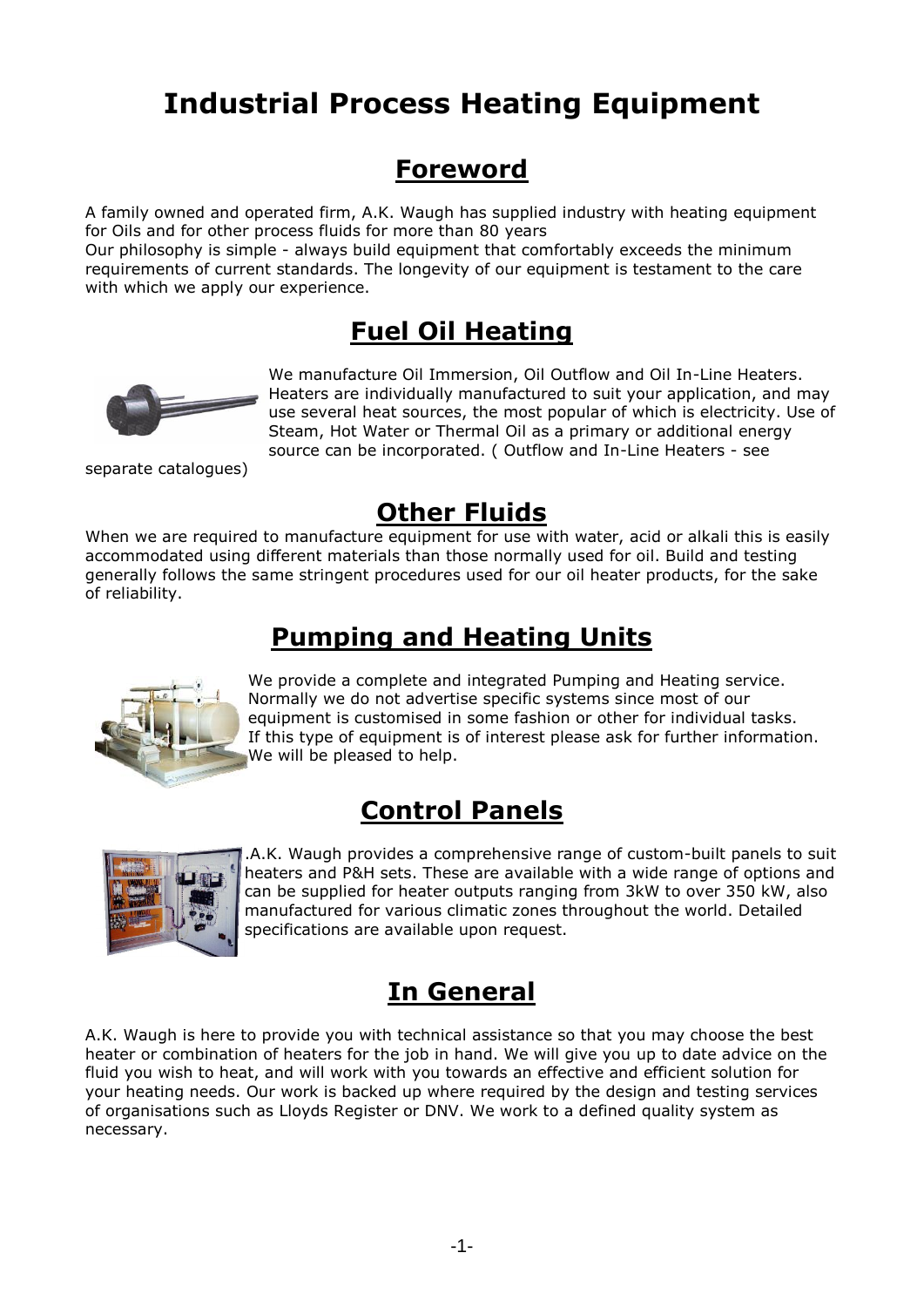# Industrial Process Heating Equipment

## Foreword

A family owned and operated firm, A.K. Waugh has supplied industry with heating equipment for Oils and for other process fluids for more than 80 years
Our philosophy is simple - always build equipment that comfortably exceeds the minimum requirements of current standards. The longevity of our equipment is testament to the care with which we apply our experience.

## Fuel Oil Heating

We manufacture Oil Immersion, Oil Outflow and Oil In-Line Heaters. Heaters are individually manufactured to suit your application, and may use several heat sources, the most popular of which is electricity. Use of Steam, Hot Water or Thermal Oil as a primary or additional energy source can be incorporated. ( Outflow and In-Line Heaters - see separate catalogues)

## Other Fluids

When we are required to manufacture equipment for use with water, acid or alkali this is easily accommodated using different materials than those normally used for oil. Build and testing generally follows the same stringent procedures used for our oil heater products, for the sake of reliability.

## Pumping and Heating Units

We provide a complete and integrated Pumping and Heating service. Normally we do not advertise specific systems since most of our equipment is customised in some fashion or other for individual tasks. If this type of equipment is of interest please ask for further information. We will be pleased to help.

## Control Panels

.A.K. Waugh provides a comprehensive range of custom-built panels to suit heaters and P&H sets. These are available with a wide range of options and can be supplied for heater outputs ranging from 3kW to over 350 kW, also manufactured for various climatic zones throughout the world. Detailed specifications are available upon request.

## In General

A.K. Waugh is here to provide you with technical assistance so that you may choose the best heater or combination of heaters for the job in hand. We will give you up to date advice on the fluid you wish to heat, and will work with you towards an effective and efficient solution for your heating needs. Our work is backed up where required by the design and testing services of organisations such as Lloyds Register or DNV. We work to a defined quality system as necessary.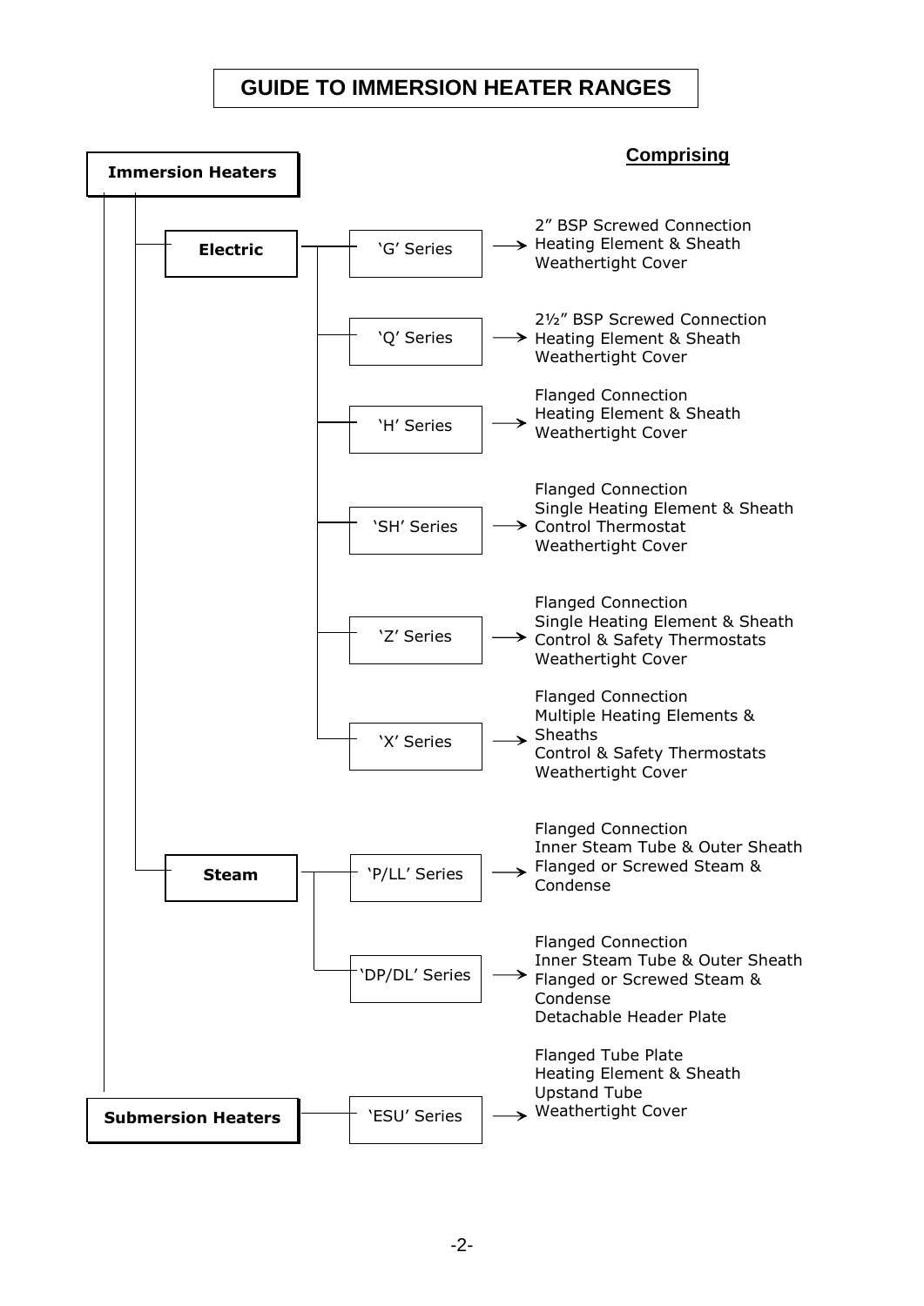# GUIDE TO IMMERSION HEATER RANGES

| Category | Type | Series | Comprising |
|---|---|---|---|
| Immersion Heaters | **Electric** | 'G' Series | 2" BSP Screwed Connection<br>Heating Element & Sheath<br>Weathertight Cover |
| | | 'Q' Series | 2½" BSP Screwed Connection<br>Heating Element & Sheath<br>Weathertight Cover |
| | | 'H' Series | Flanged Connection<br>Heating Element & Sheath<br>Weathertight Cover |
| | | 'SH' Series | Flanged Connection<br>Single Heating Element & Sheath<br>Control Thermostat<br>Weathertight Cover |
| | | 'Z' Series | Flanged Connection<br>Single Heating Element & Sheath<br>Control & Safety Thermostats<br>Weathertight Cover |
| | | 'X' Series | Flanged Connection<br>Multiple Heating Elements & Sheaths<br>Control & Safety Thermostats<br>Weathertight Cover |
| | **Steam** | 'P/LL' Series | Flanged Connection<br>Inner Steam Tube & Outer Sheath<br>Flanged or Screwed Steam & Condense |
| | | 'DP/DL' Series | Flanged Connection<br>Inner Steam Tube & Outer Sheath<br>Flanged or Screwed Steam & Condense<br>Detachable Header Plate |
| **Submersion Heaters** | | 'ESU' Series | Flanged Tube Plate<br>Heating Element & Sheath<br>Upstand Tube<br>Weathertight Cover |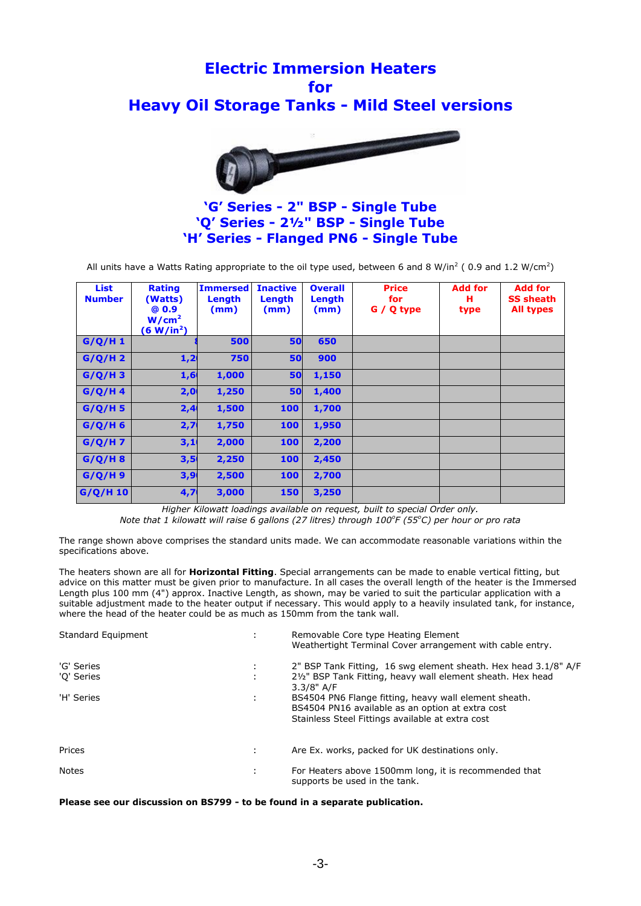# Electric Immersion Heaters for Heavy Oil Storage Tanks - Mild Steel versions

## 'G' Series - 2" BSP - Single Tube
## 'Q' Series - 2½" BSP - Single Tube
## 'H' Series - Flanged PN6 - Single Tube

All units have a Watts Rating appropriate to the oil type used, between 6 and 8 W/in$^2$ ( 0.9 and 1.2 W/cm$^2$)

| List Number | Rating (Watts) @ 0.9 W/cm$^2$ (6 W/in$^2$) | Immersed Length (mm) | Inactive Length (mm) | Overall Length (mm) | Price for G / Q type | Add for H type | Add for SS sheath All types |
|---|---|---|---|---|---|---|---|
| G/Q/H 1 | 8 | 500 | 50 | 650 | | | |
| G/Q/H 2 | 1,2 | 750 | 50 | 900 | | | |
| G/Q/H 3 | 1,6 | 1,000 | 50 | 1,150 | | | |
| G/Q/H 4 | 2,0 | 1,250 | 50 | 1,400 | | | |
| G/Q/H 5 | 2,4 | 1,500 | 100 | 1,700 | | | |
| G/Q/H 6 | 2,7 | 1,750 | 100 | 1,950 | | | |
| G/Q/H 7 | 3,1 | 2,000 | 100 | 2,200 | | | |
| G/Q/H 8 | 3,5 | 2,250 | 100 | 2,450 | | | |
| G/Q/H 9 | 3,9 | 2,500 | 100 | 2,700 | | | |
| G/Q/H 10 | 4,7 | 3,000 | 150 | 3,250 | | | |

*Higher Kilowatt loadings available on request, built to special Order only.*
*Note that 1 kilowatt will raise 6 gallons (27 litres) through 100°F (55°C) per hour or pro rata*

The range shown above comprises the standard units made. We can accommodate reasonable variations within the specifications above.

The heaters shown are all for **Horizontal Fitting**. Special arrangements can be made to enable vertical fitting, but advice on this matter must be given prior to manufacture. In all cases the overall length of the heater is the Immersed Length plus 100 mm (4") approx. Inactive Length, as shown, may be varied to suit the particular application with a suitable adjustment made to the heater output if necessary. This would apply to a heavily insulated tank, for instance, where the head of the heater could be as much as 150mm from the tank wall.

| | | |
|---|---|---|
| Standard Equipment | : | Removable Core type Heating Element<br>Weathertight Terminal Cover arrangement with cable entry. |
| 'G' Series | : | 2" BSP Tank Fitting, 16 swg element sheath. Hex head 3.1/8" A/F |
| 'Q' Series | : | 2½" BSP Tank Fitting, heavy wall element sheath. Hex head 3.3/8" A/F |
| 'H' Series | : | BS4504 PN6 Flange fitting, heavy wall element sheath.<br>BS4504 PN16 available as an option at extra cost<br>Stainless Steel Fittings available at extra cost |
| Prices | : | Are Ex. works, packed for UK destinations only. |
| Notes | : | For Heaters above 1500mm long, it is recommended that supports be used in the tank. |

**Please see our discussion on BS799 - to be found in a separate publication.**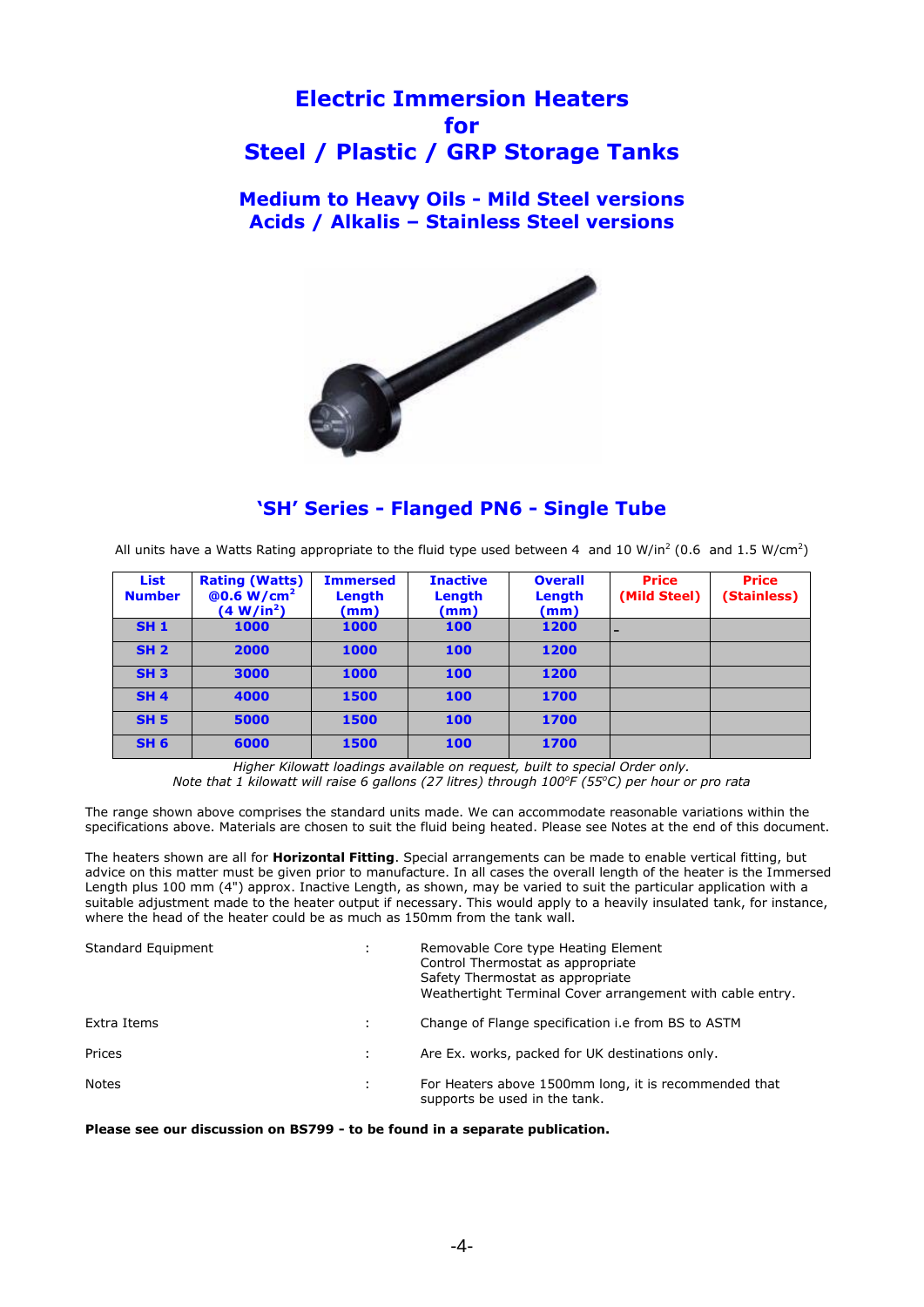# Electric Immersion Heaters
# for
# Steel / Plastic / GRP Storage Tanks

## Medium to Heavy Oils - Mild Steel versions
## Acids / Alkalis – Stainless Steel versions

## 'SH' Series - Flanged PN6 - Single Tube

All units have a Watts Rating appropriate to the fluid type used between 4 and 10 W/in$^2$ (0.6 and 1.5 W/cm$^2$)

| List Number | Rating (Watts) @0.6 W/cm$^2$ (4 W/in$^2$) | Immersed Length (mm) | Inactive Length (mm) | Overall Length (mm) | Price (Mild Steel) | Price (Stainless) |
|---|---|---|---|---|---|---|
| SH 1 | 1000 | 1000 | 100 | 1200 | - | |
| SH 2 | 2000 | 1000 | 100 | 1200 | | |
| SH 3 | 3000 | 1000 | 100 | 1200 | | |
| SH 4 | 4000 | 1500 | 100 | 1700 | | |
| SH 5 | 5000 | 1500 | 100 | 1700 | | |
| SH 6 | 6000 | 1500 | 100 | 1700 | | |

*Higher Kilowatt loadings available on request, built to special Order only.*
*Note that 1 kilowatt will raise 6 gallons (27 litres) through 100°F (55°C) per hour or pro rata*

The range shown above comprises the standard units made. We can accommodate reasonable variations within the specifications above. Materials are chosen to suit the fluid being heated. Please see Notes at the end of this document.

The heaters shown are all for **Horizontal Fitting**. Special arrangements can be made to enable vertical fitting, but advice on this matter must be given prior to manufacture. In all cases the overall length of the heater is the Immersed Length plus 100 mm (4") approx. Inactive Length, as shown, may be varied to suit the particular application with a suitable adjustment made to the heater output if necessary. This would apply to a heavily insulated tank, for instance, where the head of the heater could be as much as 150mm from the tank wall.

| | | |
|---|---|---|
| Standard Equipment | : | Removable Core type Heating Element<br>Control Thermostat as appropriate<br>Safety Thermostat as appropriate<br>Weathertight Terminal Cover arrangement with cable entry. |
| Extra Items | : | Change of Flange specification i.e from BS to ASTM |
| Prices | : | Are Ex. works, packed for UK destinations only. |
| Notes | : | For Heaters above 1500mm long, it is recommended that supports be used in the tank. |

**Please see our discussion on BS799 - to be found in a separate publication.**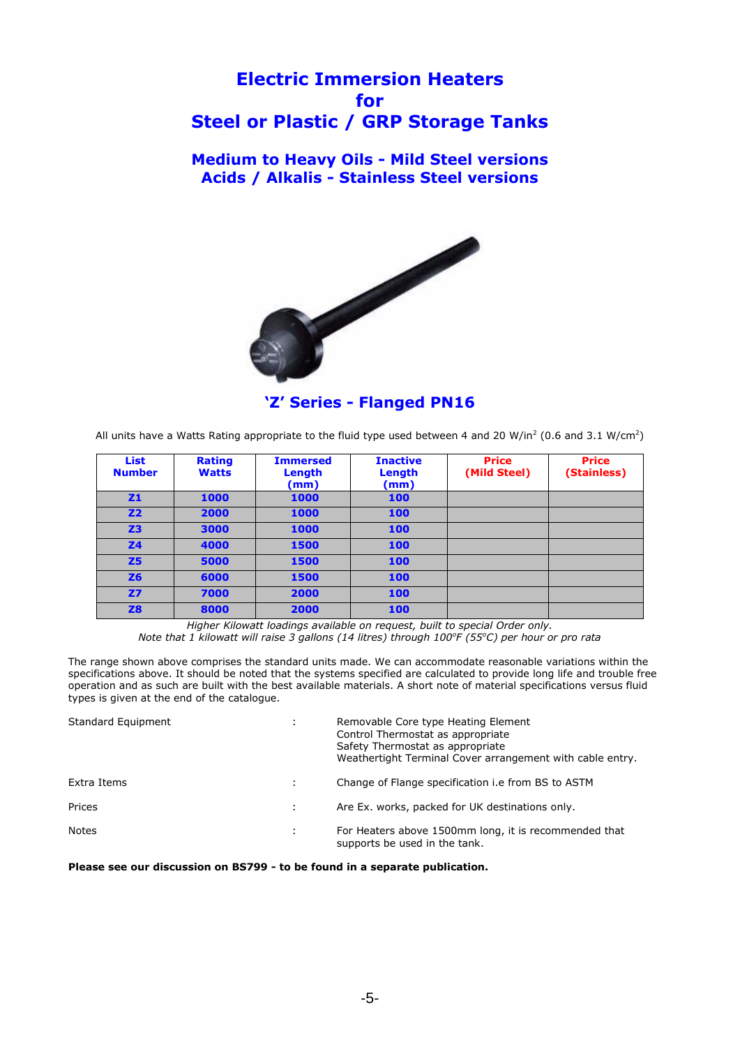# Electric Immersion Heaters for Steel or Plastic / GRP Storage Tanks

## Medium to Heavy Oils - Mild Steel versions
## Acids / Alkalis - Stainless Steel versions

## 'Z' Series - Flanged PN16

All units have a Watts Rating appropriate to the fluid type used between 4 and 20 W/in$^2$ (0.6 and 3.1 W/cm$^2$)

| List Number | Rating Watts | Immersed Length (mm) | Inactive Length (mm) | Price (Mild Steel) | Price (Stainless) |
|---|---|---|---|---|---|
| Z1 | 1000 | 1000 | 100 | | |
| Z2 | 2000 | 1000 | 100 | | |
| Z3 | 3000 | 1000 | 100 | | |
| Z4 | 4000 | 1500 | 100 | | |
| Z5 | 5000 | 1500 | 100 | | |
| Z6 | 6000 | 1500 | 100 | | |
| Z7 | 7000 | 2000 | 100 | | |
| Z8 | 8000 | 2000 | 100 | | |

*Higher Kilowatt loadings available on request, built to special Order only.*
*Note that 1 kilowatt will raise 3 gallons (14 litres) through 100°F (55°C) per hour or pro rata*

The range shown above comprises the standard units made. We can accommodate reasonable variations within the specifications above. It should be noted that the systems specified are calculated to provide long life and trouble free operation and as such are built with the best available materials. A short note of material specifications versus fluid types is given at the end of the catalogue.

Standard Equipment : Removable Core type Heating Element
Control Thermostat as appropriate
Safety Thermostat as appropriate
Weathertight Terminal Cover arrangement with cable entry.

Extra Items : Change of Flange specification i.e from BS to ASTM

Prices : Are Ex. works, packed for UK destinations only.

Notes : For Heaters above 1500mm long, it is recommended that supports be used in the tank.

**Please see our discussion on BS799 - to be found in a separate publication.**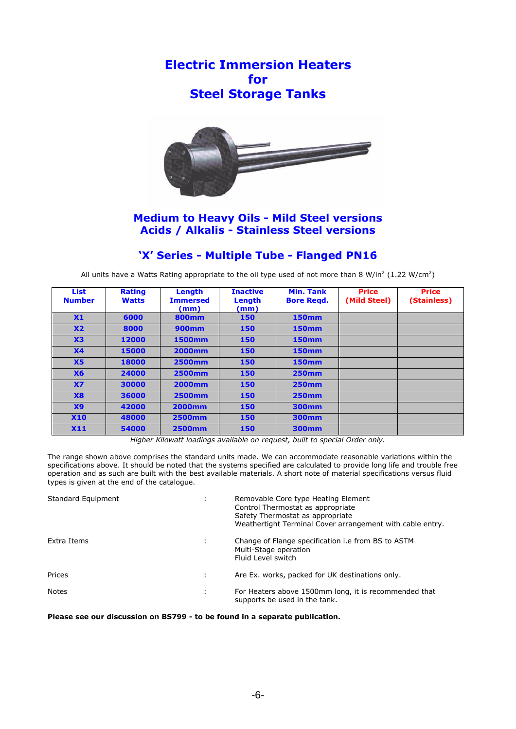# Electric Immersion Heaters for Steel Storage Tanks

## Medium to Heavy Oils - Mild Steel versions
## Acids / Alkalis - Stainless Steel versions

### 'X' Series - Multiple Tube - Flanged PN16

All units have a Watts Rating appropriate to the oil type used of not more than 8 $W/in^2$ (1.22 $W/cm^2$)

| List Number | Rating Watts | Length Immersed (mm) | Inactive Length (mm) | Min. Tank Bore Reqd. | Price (Mild Steel) | Price (Stainless) |
|---|---|---|---|---|---|---|
| X1 | 6000 | 800mm | 150 | 150mm | | |
| X2 | 8000 | 900mm | 150 | 150mm | | |
| X3 | 12000 | 1500mm | 150 | 150mm | | |
| X4 | 15000 | 2000mm | 150 | 150mm | | |
| X5 | 18000 | 2500mm | 150 | 150mm | | |
| X6 | 24000 | 2500mm | 150 | 250mm | | |
| X7 | 30000 | 2000mm | 150 | 250mm | | |
| X8 | 36000 | 2500mm | 150 | 250mm | | |
| X9 | 42000 | 2000mm | 150 | 300mm | | |
| X10 | 48000 | 2500mm | 150 | 300mm | | |
| X11 | 54000 | 2500mm | 150 | 300mm | | |

*Higher Kilowatt loadings available on request, built to special Order only.*

The range shown above comprises the standard units made. We can accommodate reasonable variations within the specifications above. It should be noted that the systems specified are calculated to provide long life and trouble free operation and as such are built with the best available materials. A short note of material specifications versus fluid types is given at the end of the catalogue.

Standard Equipment : Removable Core type Heating Element
Control Thermostat as appropriate
Safety Thermostat as appropriate
Weathertight Terminal Cover arrangement with cable entry.

Extra Items : Change of Flange specification i.e from BS to ASTM
Multi-Stage operation
Fluid Level switch

Prices : Are Ex. works, packed for UK destinations only.

Notes : For Heaters above 1500mm long, it is recommended that supports be used in the tank.

**Please see our discussion on BS799 - to be found in a separate publication.**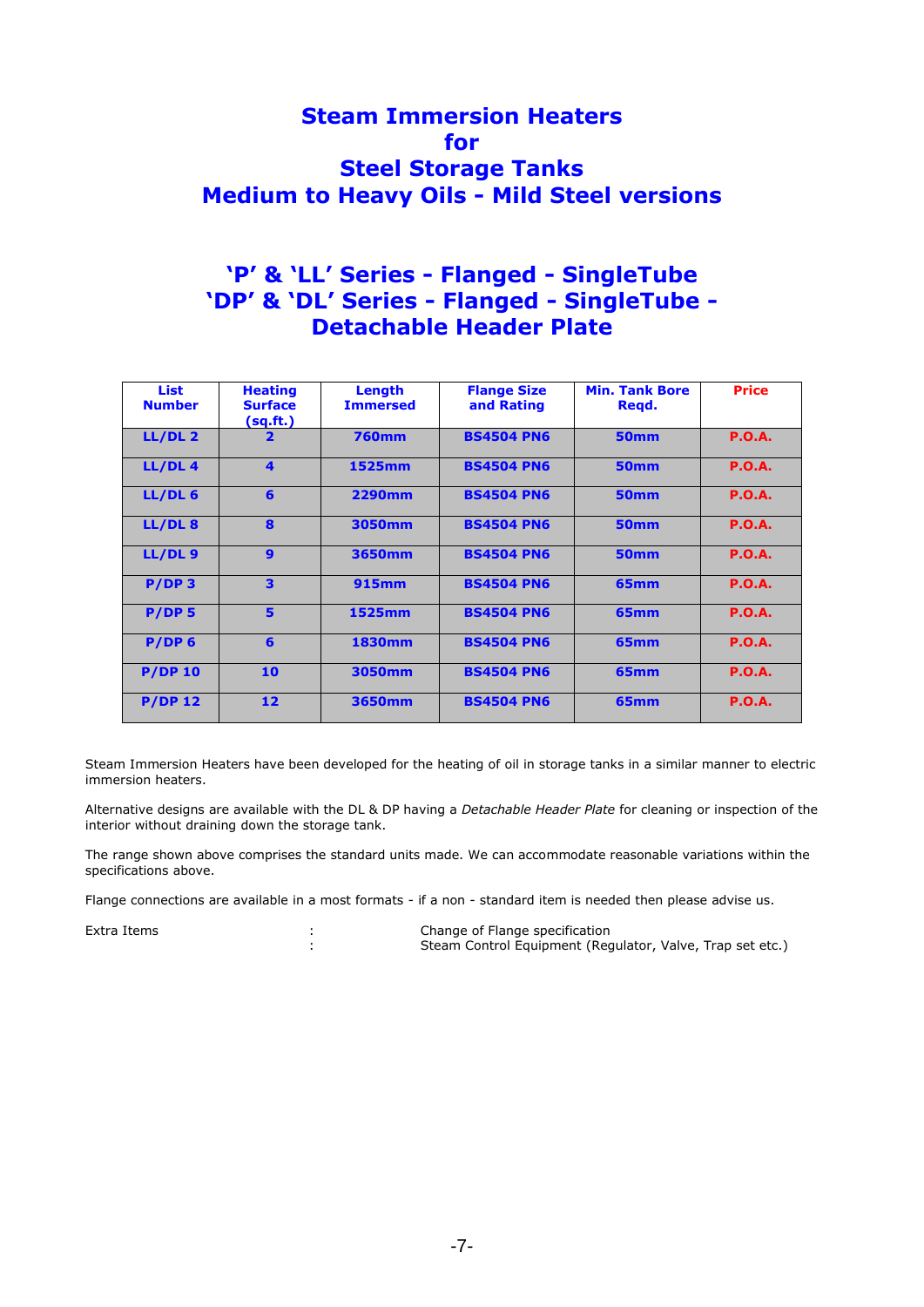# Steam Immersion Heaters
# for
# Steel Storage Tanks
# Medium to Heavy Oils - Mild Steel versions

## 'P' & 'LL' Series - Flanged - SingleTube
## 'DP' & 'DL' Series - Flanged - SingleTube - Detachable Header Plate

| List Number | Heating Surface (sq.ft.) | Length Immersed | Flange Size and Rating | Min. Tank Bore Reqd. | Price |
|---|---|---|---|---|---|
| LL/DL 2 | 2 | 760mm | BS4504 PN6 | 50mm | P.O.A. |
| LL/DL 4 | 4 | 1525mm | BS4504 PN6 | 50mm | P.O.A. |
| LL/DL 6 | 6 | 2290mm | BS4504 PN6 | 50mm | P.O.A. |
| LL/DL 8 | 8 | 3050mm | BS4504 PN6 | 50mm | P.O.A. |
| LL/DL 9 | 9 | 3650mm | BS4504 PN6 | 50mm | P.O.A. |
| P/DP 3 | 3 | 915mm | BS4504 PN6 | 65mm | P.O.A. |
| P/DP 5 | 5 | 1525mm | BS4504 PN6 | 65mm | P.O.A. |
| P/DP 6 | 6 | 1830mm | BS4504 PN6 | 65mm | P.O.A. |
| P/DP 10 | 10 | 3050mm | BS4504 PN6 | 65mm | P.O.A. |
| P/DP 12 | 12 | 3650mm | BS4504 PN6 | 65mm | P.O.A. |

Steam Immersion Heaters have been developed for the heating of oil in storage tanks in a similar manner to electric immersion heaters.

Alternative designs are available with the DL & DP having a *Detachable Header Plate* for cleaning or inspection of the interior without draining down the storage tank.

The range shown above comprises the standard units made. We can accommodate reasonable variations within the specifications above.

Flange connections are available in a most formats - if a non - standard item is needed then please advise us.

Extra Items : Change of Flange specification
: Steam Control Equipment (Regulator, Valve, Trap set etc.)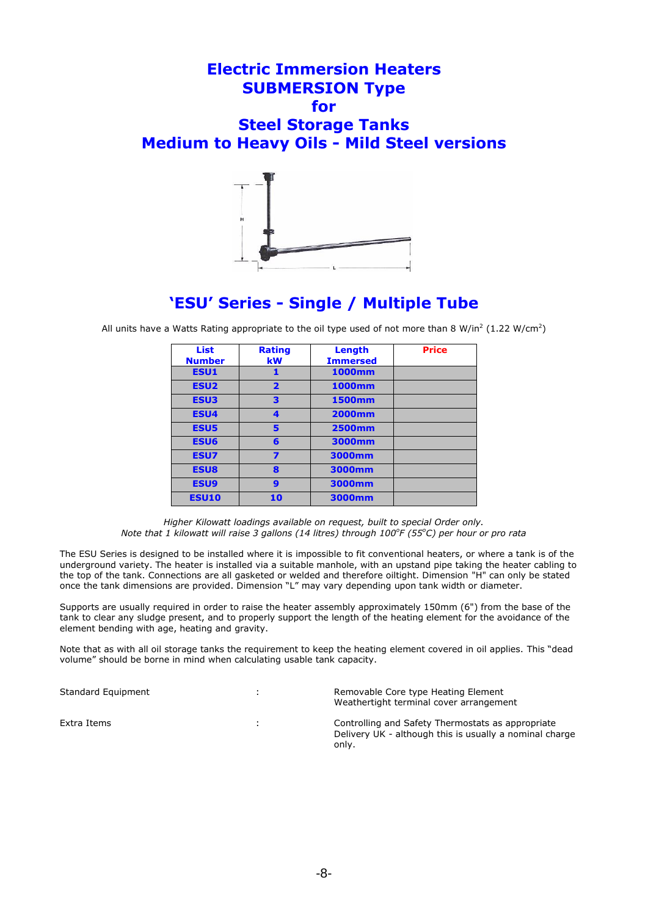# Electric Immersion Heaters SUBMERSION Type for Steel Storage Tanks Medium to Heavy Oils - Mild Steel versions

## 'ESU' Series - Single / Multiple Tube

All units have a Watts Rating appropriate to the oil type used of not more than 8 W/in$^2$ (1.22 W/cm$^2$)

| List Number | Rating kW | Length Immersed | Price |
|---|---|---|---|
| ESU1 | 1 | 1000mm | |
| ESU2 | 2 | 1000mm | |
| ESU3 | 3 | 1500mm | |
| ESU4 | 4 | 2000mm | |
| ESU5 | 5 | 2500mm | |
| ESU6 | 6 | 3000mm | |
| ESU7 | 7 | 3000mm | |
| ESU8 | 8 | 3000mm | |
| ESU9 | 9 | 3000mm | |
| ESU10 | 10 | 3000mm | |

*Higher Kilowatt loadings available on request, built to special Order only.*
*Note that 1 kilowatt will raise 3 gallons (14 litres) through 100$^o$F (55$^o$C) per hour or pro rata*

The ESU Series is designed to be installed where it is impossible to fit conventional heaters, or where a tank is of the underground variety. The heater is installed via a suitable manhole, with an upstand pipe taking the heater cabling to the top of the tank. Connections are all gasketed or welded and therefore oiltight. Dimension "H" can only be stated once the tank dimensions are provided. Dimension "L" may vary depending upon tank width or diameter.

Supports are usually required in order to raise the heater assembly approximately 150mm (6") from the base of the tank to clear any sludge present, and to properly support the length of the heating element for the avoidance of the element bending with age, heating and gravity.

Note that as with all oil storage tanks the requirement to keep the heating element covered in oil applies. This "dead volume" should be borne in mind when calculating usable tank capacity.

| | | |
|---|---|---|
| Standard Equipment | : | Removable Core type Heating Element<br>Weathertight terminal cover arrangement |
| Extra Items | : | Controlling and Safety Thermostats as appropriate<br>Delivery UK - although this is usually a nominal charge only. |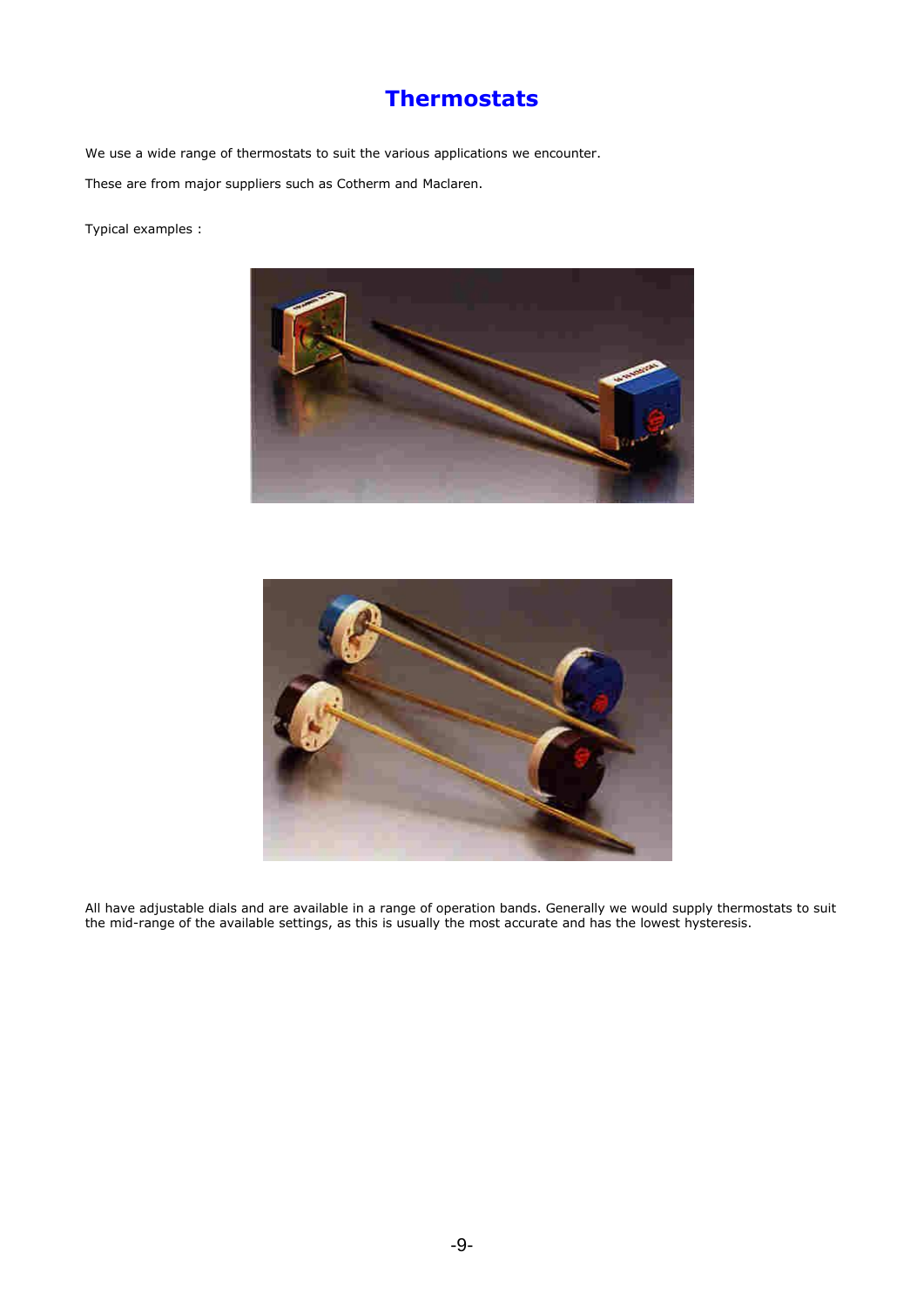# Thermostats

We use a wide range of thermostats to suit the various applications we encounter.

These are from major suppliers such as Cotherm and Maclaren.

Typical examples :

All have adjustable dials and are available in a range of operation bands. Generally we would supply thermostats to suit the mid-range of the available settings, as this is usually the most accurate and has the lowest hysteresis.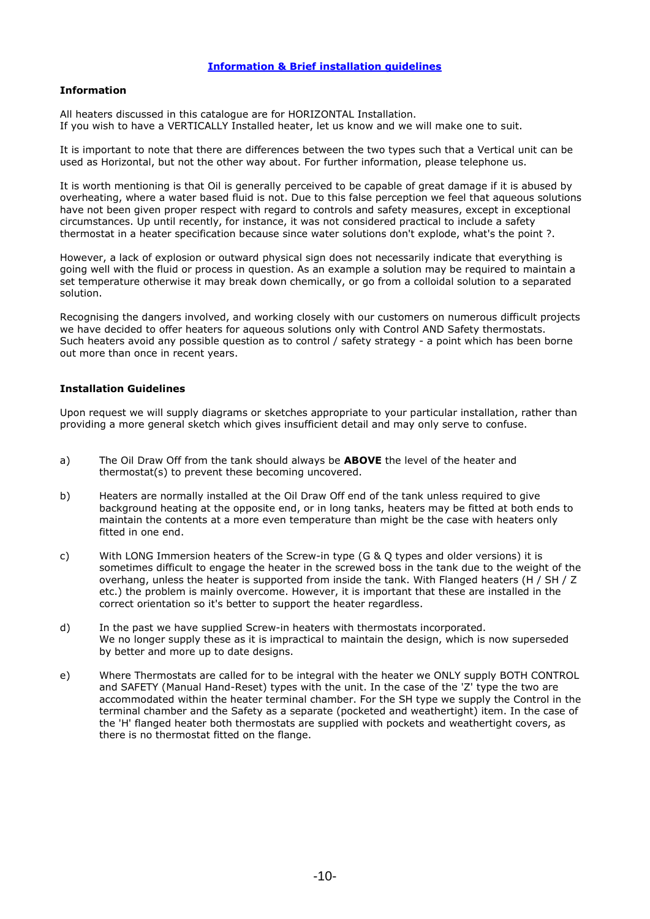# Information & Brief installation guidelines

## Information

All heaters discussed in this catalogue are for HORIZONTAL Installation.
If you wish to have a VERTICALLY Installed heater, let us know and we will make one to suit.

It is important to note that there are differences between the two types such that a Vertical unit can be used as Horizontal, but not the other way about. For further information, please telephone us.

It is worth mentioning is that Oil is generally perceived to be capable of great damage if it is abused by overheating, where a water based fluid is not. Due to this false perception we feel that aqueous solutions have not been given proper respect with regard to controls and safety measures, except in exceptional circumstances. Up until recently, for instance, it was not considered practical to include a safety thermostat in a heater specification because since water solutions don't explode, what's the point ?.

However, a lack of explosion or outward physical sign does not necessarily indicate that everything is going well with the fluid or process in question. As an example a solution may be required to maintain a set temperature otherwise it may break down chemically, or go from a colloidal solution to a separated solution.

Recognising the dangers involved, and working closely with our customers on numerous difficult projects we have decided to offer heaters for aqueous solutions only with Control AND Safety thermostats.
Such heaters avoid any possible question as to control / safety strategy - a point which has been borne out more than once in recent years.

## Installation Guidelines

Upon request we will supply diagrams or sketches appropriate to your particular installation, rather than providing a more general sketch which gives insufficient detail and may only serve to confuse.

a) The Oil Draw Off from the tank should always be **ABOVE** the level of the heater and thermostat(s) to prevent these becoming uncovered.

b) Heaters are normally installed at the Oil Draw Off end of the tank unless required to give background heating at the opposite end, or in long tanks, heaters may be fitted at both ends to maintain the contents at a more even temperature than might be the case with heaters only fitted in one end.

c) With LONG Immersion heaters of the Screw-in type (G & Q types and older versions) it is sometimes difficult to engage the heater in the screwed boss in the tank due to the weight of the overhang, unless the heater is supported from inside the tank. With Flanged heaters (H / SH / Z etc.) the problem is mainly overcome. However, it is important that these are installed in the correct orientation so it's better to support the heater regardless.

d) In the past we have supplied Screw-in heaters with thermostats incorporated.
We no longer supply these as it is impractical to maintain the design, which is now superseded by better and more up to date designs.

e) Where Thermostats are called for to be integral with the heater we ONLY supply BOTH CONTROL and SAFETY (Manual Hand-Reset) types with the unit. In the case of the 'Z' type the two are accommodated within the heater terminal chamber. For the SH type we supply the Control in the terminal chamber and the Safety as a separate (pocketed and weathertight) item. In the case of the 'H' flanged heater both thermostats are supplied with pockets and weathertight covers, as there is no thermostat fitted on the flange.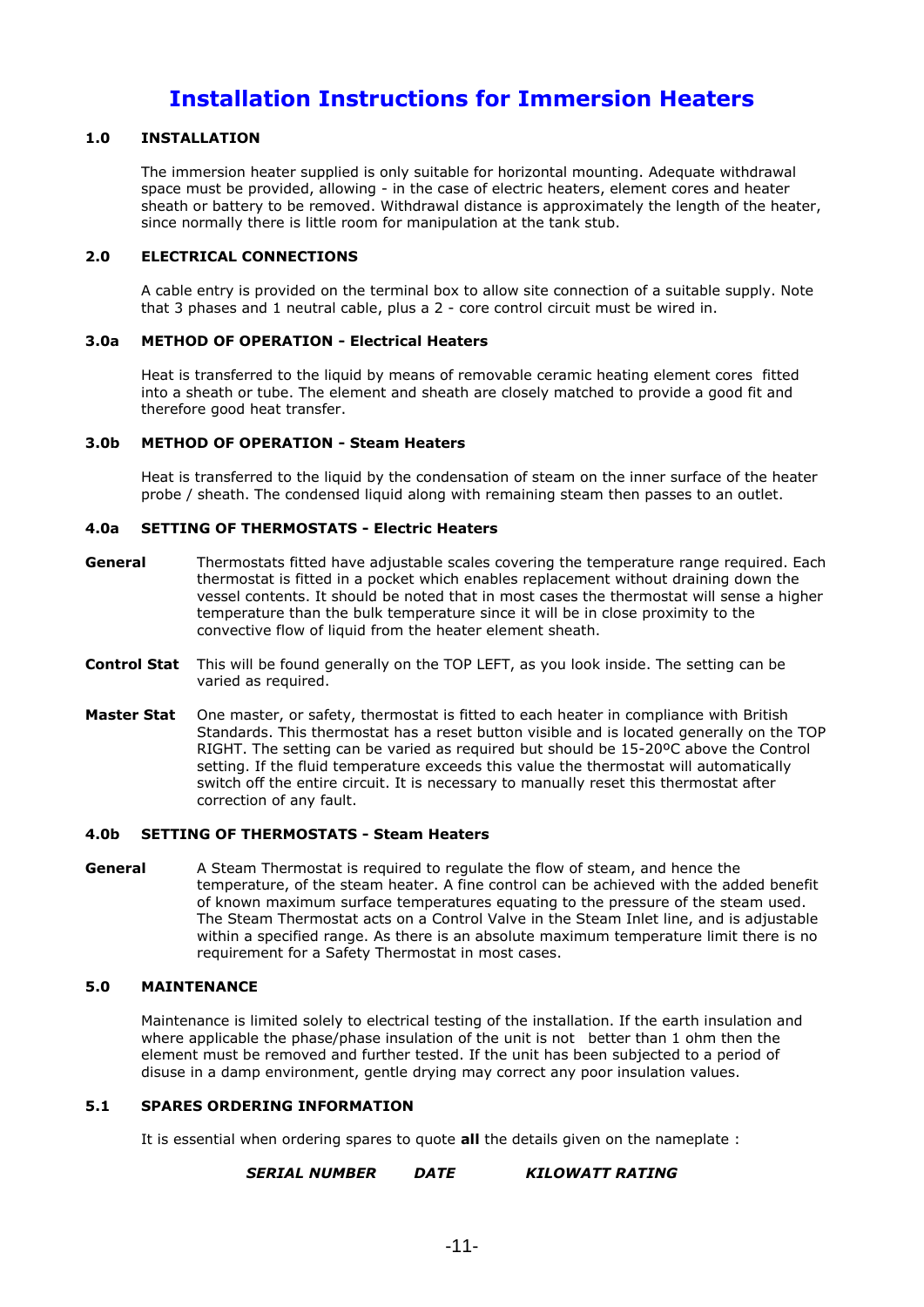# Installation Instructions for Immersion Heaters

## 1.0 INSTALLATION

The immersion heater supplied is only suitable for horizontal mounting. Adequate withdrawal space must be provided, allowing - in the case of electric heaters, element cores and heater sheath or battery to be removed. Withdrawal distance is approximately the length of the heater, since normally there is little room for manipulation at the tank stub.

## 2.0 ELECTRICAL CONNECTIONS

A cable entry is provided on the terminal box to allow site connection of a suitable supply. Note that 3 phases and 1 neutral cable, plus a 2 - core control circuit must be wired in.

## 3.0a METHOD OF OPERATION - Electrical Heaters

Heat is transferred to the liquid by means of removable ceramic heating element cores fitted into a sheath or tube. The element and sheath are closely matched to provide a good fit and therefore good heat transfer.

## 3.0b METHOD OF OPERATION - Steam Heaters

Heat is transferred to the liquid by the condensation of steam on the inner surface of the heater probe / sheath. The condensed liquid along with remaining steam then passes to an outlet.

## 4.0a SETTING OF THERMOSTATS - Electric Heaters

**General** Thermostats fitted have adjustable scales covering the temperature range required. Each thermostat is fitted in a pocket which enables replacement without draining down the vessel contents. It should be noted that in most cases the thermostat will sense a higher temperature than the bulk temperature since it will be in close proximity to the convective flow of liquid from the heater element sheath.

**Control Stat** This will be found generally on the TOP LEFT, as you look inside. The setting can be varied as required.

**Master Stat** One master, or safety, thermostat is fitted to each heater in compliance with British Standards. This thermostat has a reset button visible and is located generally on the TOP RIGHT. The setting can be varied as required but should be 15-20ºC above the Control setting. If the fluid temperature exceeds this value the thermostat will automatically switch off the entire circuit. It is necessary to manually reset this thermostat after correction of any fault.

## 4.0b SETTING OF THERMOSTATS - Steam Heaters

**General** A Steam Thermostat is required to regulate the flow of steam, and hence the temperature, of the steam heater. A fine control can be achieved with the added benefit of known maximum surface temperatures equating to the pressure of the steam used. The Steam Thermostat acts on a Control Valve in the Steam Inlet line, and is adjustable within a specified range. As there is an absolute maximum temperature limit there is no requirement for a Safety Thermostat in most cases.

## 5.0 MAINTENANCE

Maintenance is limited solely to electrical testing of the installation. If the earth insulation and where applicable the phase/phase insulation of the unit is not better than 1 ohm then the element must be removed and further tested. If the unit has been subjected to a period of disuse in a damp environment, gentle drying may correct any poor insulation values.

## 5.1 SPARES ORDERING INFORMATION

It is essential when ordering spares to quote **all** the details given on the nameplate :

***SERIAL NUMBER*** ***DATE*** ***KILOWATT RATING***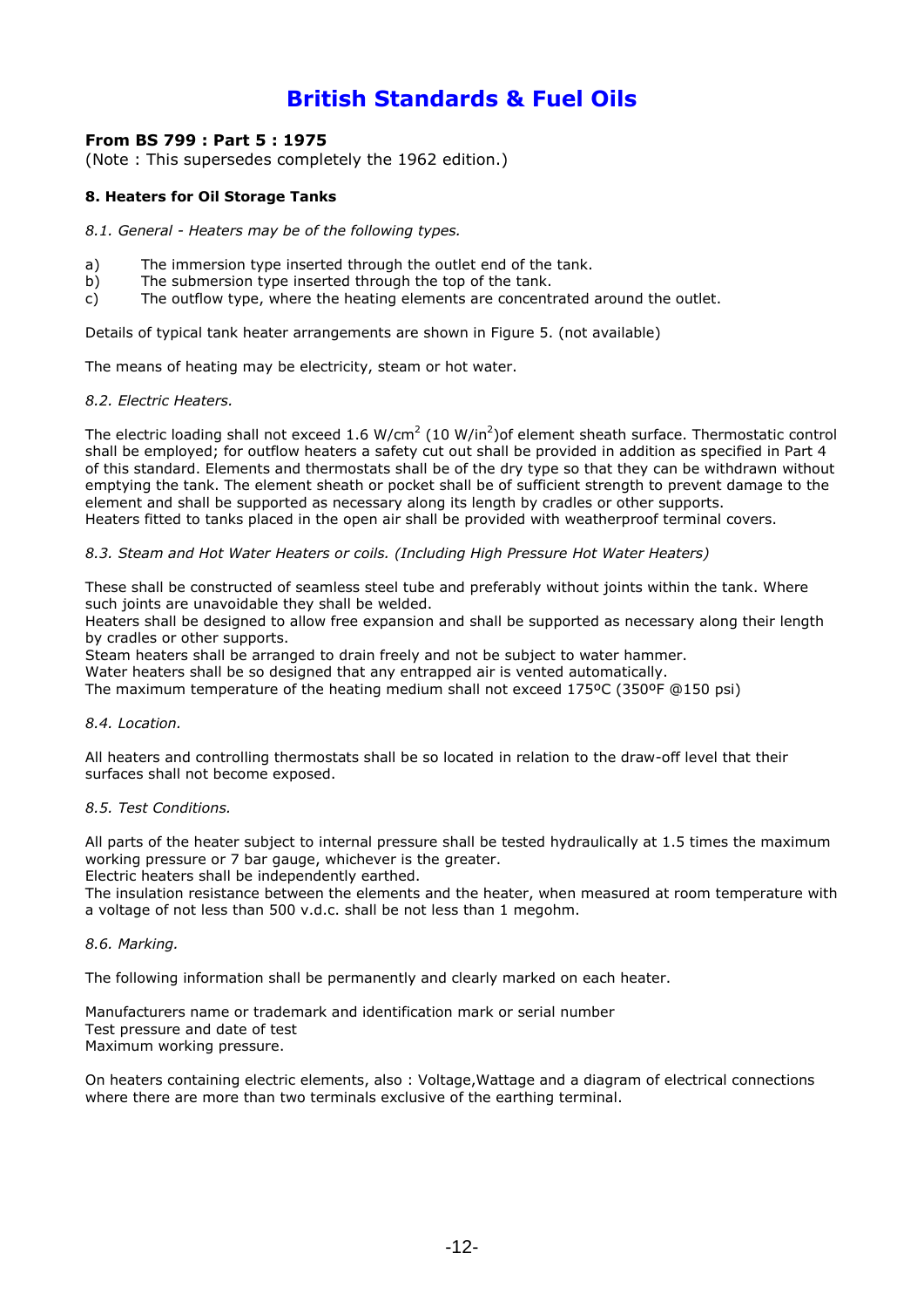# British Standards & Fuel Oils

**From BS 799 : Part 5 : 1975**
(Note : This supersedes completely the 1962 edition.)

**8. Heaters for Oil Storage Tanks**

*8.1. General - Heaters may be of the following types.*

a) The immersion type inserted through the outlet end of the tank.
b) The submersion type inserted through the top of the tank.
c) The outflow type, where the heating elements are concentrated around the outlet.

Details of typical tank heater arrangements are shown in Figure 5. (not available)

The means of heating may be electricity, steam or hot water.

*8.2. Electric Heaters.*

The electric loading shall not exceed 1.6 W/cm$^2$ (10 W/in$^2$)of element sheath surface. Thermostatic control shall be employed; for outflow heaters a safety cut out shall be provided in addition as specified in Part 4 of this standard. Elements and thermostats shall be of the dry type so that they can be withdrawn without emptying the tank. The element sheath or pocket shall be of sufficient strength to prevent damage to the element and shall be supported as necessary along its length by cradles or other supports.
Heaters fitted to tanks placed in the open air shall be provided with weatherproof terminal covers.

*8.3. Steam and Hot Water Heaters or coils. (Including High Pressure Hot Water Heaters)*

These shall be constructed of seamless steel tube and preferably without joints within the tank. Where such joints are unavoidable they shall be welded.
Heaters shall be designed to allow free expansion and shall be supported as necessary along their length by cradles or other supports.
Steam heaters shall be arranged to drain freely and not be subject to water hammer.
Water heaters shall be so designed that any entrapped air is vented automatically.
The maximum temperature of the heating medium shall not exceed 175ºC (350ºF @150 psi)

*8.4. Location.*

All heaters and controlling thermostats shall be so located in relation to the draw-off level that their surfaces shall not become exposed.

*8.5. Test Conditions.*

All parts of the heater subject to internal pressure shall be tested hydraulically at 1.5 times the maximum working pressure or 7 bar gauge, whichever is the greater.
Electric heaters shall be independently earthed.
The insulation resistance between the elements and the heater, when measured at room temperature with a voltage of not less than 500 v.d.c. shall be not less than 1 megohm.

*8.6. Marking.*

The following information shall be permanently and clearly marked on each heater.

Manufacturers name or trademark and identification mark or serial number
Test pressure and date of test
Maximum working pressure.

On heaters containing electric elements, also : Voltage,Wattage and a diagram of electrical connections where there are more than two terminals exclusive of the earthing terminal.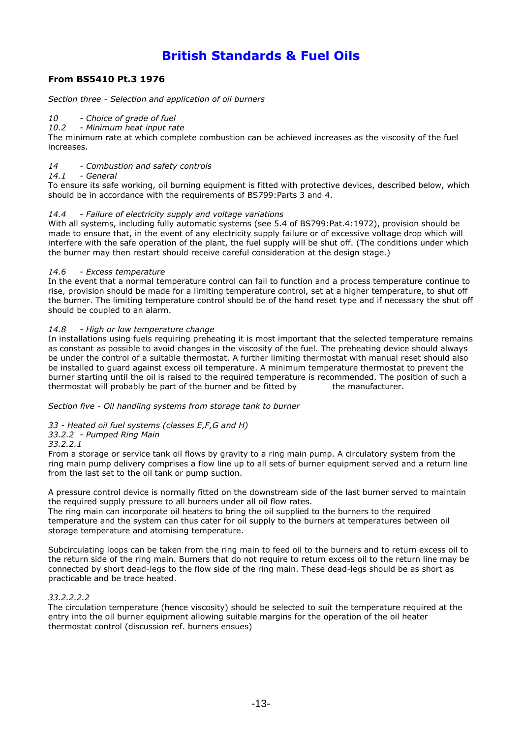# British Standards & Fuel Oils

**From BS5410 Pt.3 1976**

*Section three - Selection and application of oil burners*

*10 - Choice of grade of fuel*
*10.2 - Minimum heat input rate*
The minimum rate at which complete combustion can be achieved increases as the viscosity of the fuel increases.

*14 - Combustion and safety controls*
*14.1 - General*
To ensure its safe working, oil burning equipment is fitted with protective devices, described below, which should be in accordance with the requirements of BS799:Parts 3 and 4.

*14.4 - Failure of electricity supply and voltage variations*
With all systems, including fully automatic systems (see 5.4 of BS799:Pat.4:1972), provision should be made to ensure that, in the event of any electricity supply failure or of excessive voltage drop which will interfere with the safe operation of the plant, the fuel supply will be shut off. (The conditions under which the burner may then restart should receive careful consideration at the design stage.)

*14.6 - Excess temperature*
In the event that a normal temperature control can fail to function and a process temperature continue to rise, provision should be made for a limiting temperature control, set at a higher temperature, to shut off the burner. The limiting temperature control should be of the hand reset type and if necessary the shut off should be coupled to an alarm.

*14.8 - High or low temperature change*
In installations using fuels requiring preheating it is most important that the selected temperature remains as constant as possible to avoid changes in the viscosity of the fuel. The preheating device should always be under the control of a suitable thermostat. A further limiting thermostat with manual reset should also be installed to guard against excess oil temperature. A minimum temperature thermostat to prevent the burner starting until the oil is raised to the required temperature is recommended. The position of such a thermostat will probably be part of the burner and be fitted by the manufacturer.

*Section five - Oil handling systems from storage tank to burner*

*33 - Heated oil fuel systems (classes E,F,G and H)*
*33.2.2 - Pumped Ring Main*
*33.2.2.1*
From a storage or service tank oil flows by gravity to a ring main pump. A circulatory system from the ring main pump delivery comprises a flow line up to all sets of burner equipment served and a return line from the last set to the oil tank or pump suction.

A pressure control device is normally fitted on the downstream side of the last burner served to maintain the required supply pressure to all burners under all oil flow rates.
The ring main can incorporate oil heaters to bring the oil supplied to the burners to the required temperature and the system can thus cater for oil supply to the burners at temperatures between oil storage temperature and atomising temperature.

Subcirculating loops can be taken from the ring main to feed oil to the burners and to return excess oil to the return side of the ring main. Burners that do not require to return excess oil to the return line may be connected by short dead-legs to the flow side of the ring main. These dead-legs should be as short as practicable and be trace heated.

*33.2.2.2.2*
The circulation temperature (hence viscosity) should be selected to suit the temperature required at the entry into the oil burner equipment allowing suitable margins for the operation of the oil heater thermostat control (discussion ref. burners ensues)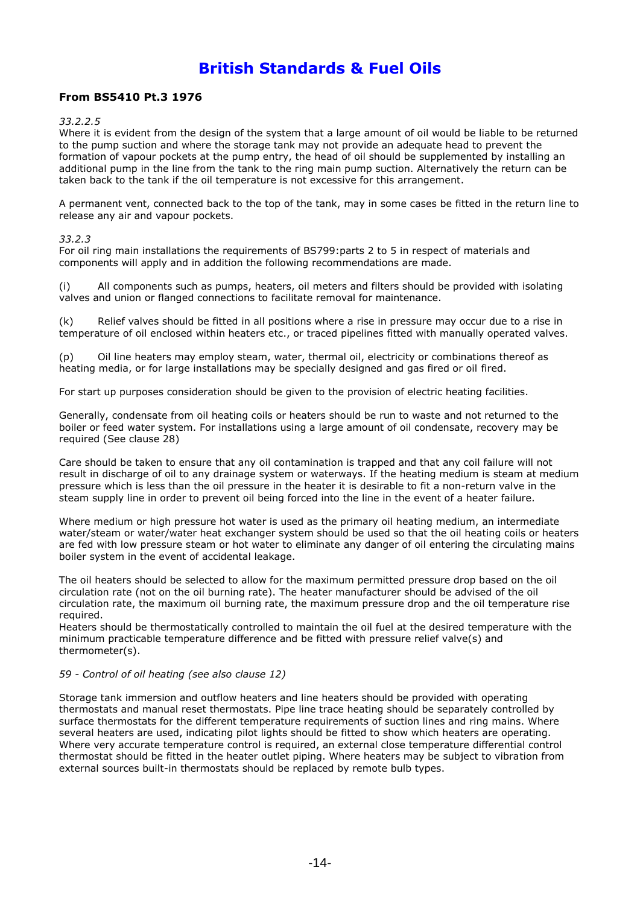# British Standards & Fuel Oils

## From BS5410 Pt.3 1976

*33.2.2.5*

Where it is evident from the design of the system that a large amount of oil would be liable to be returned to the pump suction and where the storage tank may not provide an adequate head to prevent the formation of vapour pockets at the pump entry, the head of oil should be supplemented by installing an additional pump in the line from the tank to the ring main pump suction. Alternatively the return can be taken back to the tank if the oil temperature is not excessive for this arrangement.

A permanent vent, connected back to the top of the tank, may in some cases be fitted in the return line to release any air and vapour pockets.

*33.2.3*

For oil ring main installations the requirements of BS799:parts 2 to 5 in respect of materials and components will apply and in addition the following recommendations are made.

(i) All components such as pumps, heaters, oil meters and filters should be provided with isolating valves and union or flanged connections to facilitate removal for maintenance.

(k) Relief valves should be fitted in all positions where a rise in pressure may occur due to a rise in temperature of oil enclosed within heaters etc., or traced pipelines fitted with manually operated valves.

(p) Oil line heaters may employ steam, water, thermal oil, electricity or combinations thereof as heating media, or for large installations may be specially designed and gas fired or oil fired.

For start up purposes consideration should be given to the provision of electric heating facilities.

Generally, condensate from oil heating coils or heaters should be run to waste and not returned to the boiler or feed water system. For installations using a large amount of oil condensate, recovery may be required (See clause 28)

Care should be taken to ensure that any oil contamination is trapped and that any coil failure will not result in discharge of oil to any drainage system or waterways. If the heating medium is steam at medium pressure which is less than the oil pressure in the heater it is desirable to fit a non-return valve in the steam supply line in order to prevent oil being forced into the line in the event of a heater failure.

Where medium or high pressure hot water is used as the primary oil heating medium, an intermediate water/steam or water/water heat exchanger system should be used so that the oil heating coils or heaters are fed with low pressure steam or hot water to eliminate any danger of oil entering the circulating mains boiler system in the event of accidental leakage.

The oil heaters should be selected to allow for the maximum permitted pressure drop based on the oil circulation rate (not on the oil burning rate). The heater manufacturer should be advised of the oil circulation rate, the maximum oil burning rate, the maximum pressure drop and the oil temperature rise required.
Heaters should be thermostatically controlled to maintain the oil fuel at the desired temperature with the minimum practicable temperature difference and be fitted with pressure relief valve(s) and thermometer(s).

*59 - Control of oil heating (see also clause 12)*

Storage tank immersion and outflow heaters and line heaters should be provided with operating thermostats and manual reset thermostats. Pipe line trace heating should be separately controlled by surface thermostats for the different temperature requirements of suction lines and ring mains. Where several heaters are used, indicating pilot lights should be fitted to show which heaters are operating. Where very accurate temperature control is required, an external close temperature differential control thermostat should be fitted in the heater outlet piping. Where heaters may be subject to vibration from external sources built-in thermostats should be replaced by remote bulb types.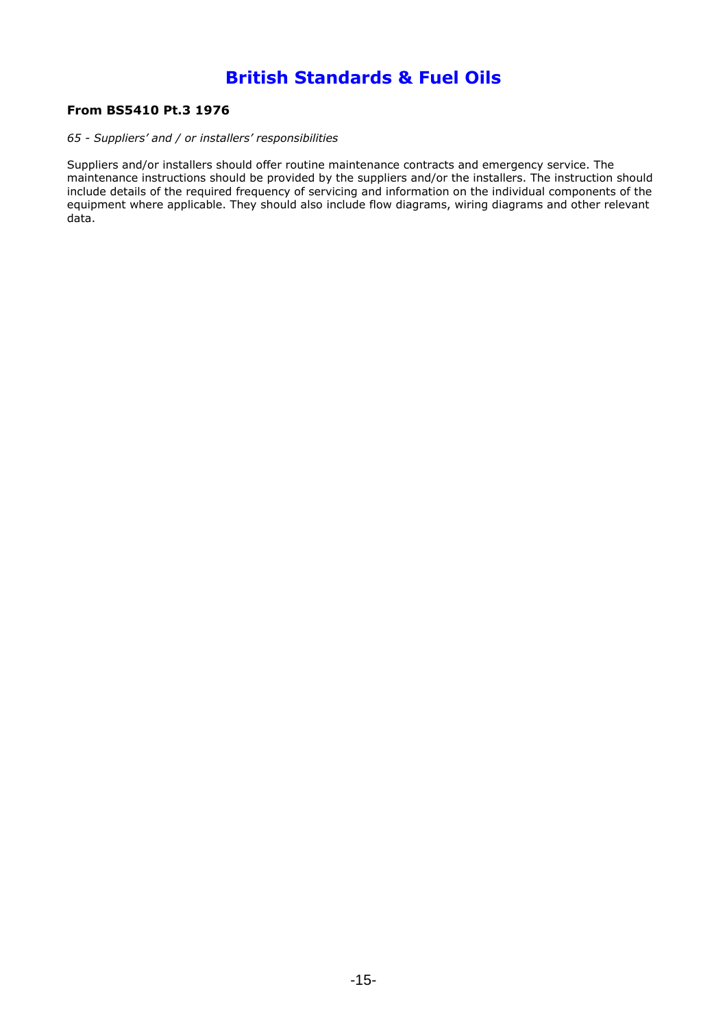# British Standards & Fuel Oils

**From BS5410 Pt.3 1976**

*65 - Suppliers' and / or installers' responsibilities*

Suppliers and/or installers should offer routine maintenance contracts and emergency service. The maintenance instructions should be provided by the suppliers and/or the installers. The instruction should include details of the required frequency of servicing and information on the individual components of the equipment where applicable. They should also include flow diagrams, wiring diagrams and other relevant data.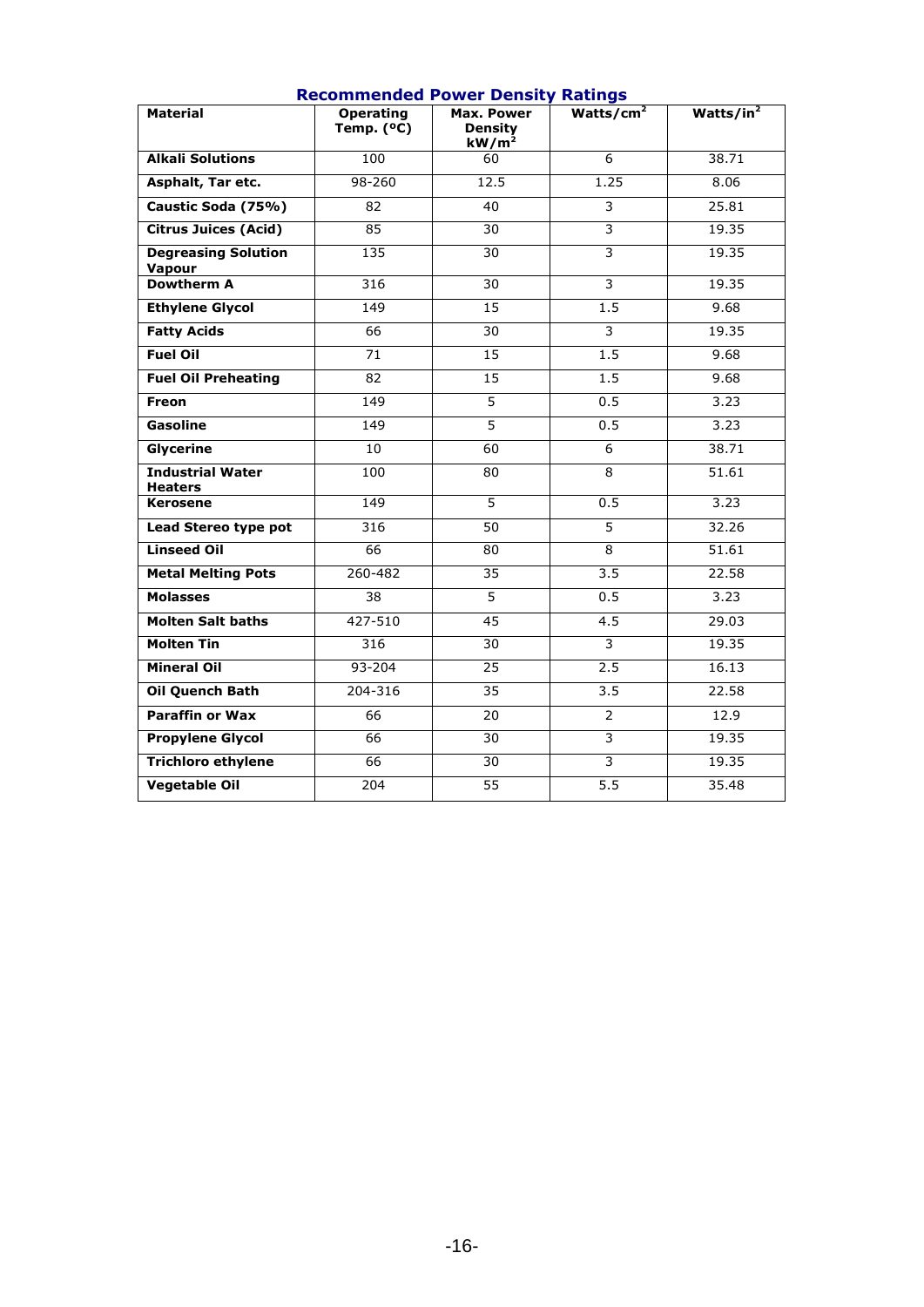## Recommended Power Density Ratings

| Material | Operating Temp. (ºC) | Max. Power Density $kW/m^2$ | $Watts/cm^2$ | $Watts/in^2$ |
|---|---|---|---|---|
| **Alkali Solutions** | 100 | 60 | 6 | 38.71 |
| **Asphalt, Tar etc.** | 98-260 | 12.5 | 1.25 | 8.06 |
| **Caustic Soda (75%)** | 82 | 40 | 3 | 25.81 |
| **Citrus Juices (Acid)** | 85 | 30 | 3 | 19.35 |
| **Degreasing Solution Vapour** | 135 | 30 | 3 | 19.35 |
| **Dowtherm A** | 316 | 30 | 3 | 19.35 |
| **Ethylene Glycol** | 149 | 15 | 1.5 | 9.68 |
| **Fatty Acids** | 66 | 30 | 3 | 19.35 |
| **Fuel Oil** | 71 | 15 | 1.5 | 9.68 |
| **Fuel Oil Preheating** | 82 | 15 | 1.5 | 9.68 |
| **Freon** | 149 | 5 | 0.5 | 3.23 |
| **Gasoline** | 149 | 5 | 0.5 | 3.23 |
| **Glycerine** | 10 | 60 | 6 | 38.71 |
| **Industrial Water Heaters** | 100 | 80 | 8 | 51.61 |
| **Kerosene** | 149 | 5 | 0.5 | 3.23 |
| **Lead Stereo type pot** | 316 | 50 | 5 | 32.26 |
| **Linseed Oil** | 66 | 80 | 8 | 51.61 |
| **Metal Melting Pots** | 260-482 | 35 | 3.5 | 22.58 |
| **Molasses** | 38 | 5 | 0.5 | 3.23 |
| **Molten Salt baths** | 427-510 | 45 | 4.5 | 29.03 |
| **Molten Tin** | 316 | 30 | 3 | 19.35 |
| **Mineral Oil** | 93-204 | 25 | 2.5 | 16.13 |
| **Oil Quench Bath** | 204-316 | 35 | 3.5 | 22.58 |
| **Paraffin or Wax** | 66 | 20 | 2 | 12.9 |
| **Propylene Glycol** | 66 | 30 | 3 | 19.35 |
| **Trichloro ethylene** | 66 | 30 | 3 | 19.35 |
| **Vegetable Oil** | 204 | 55 | 5.5 | 35.48 |